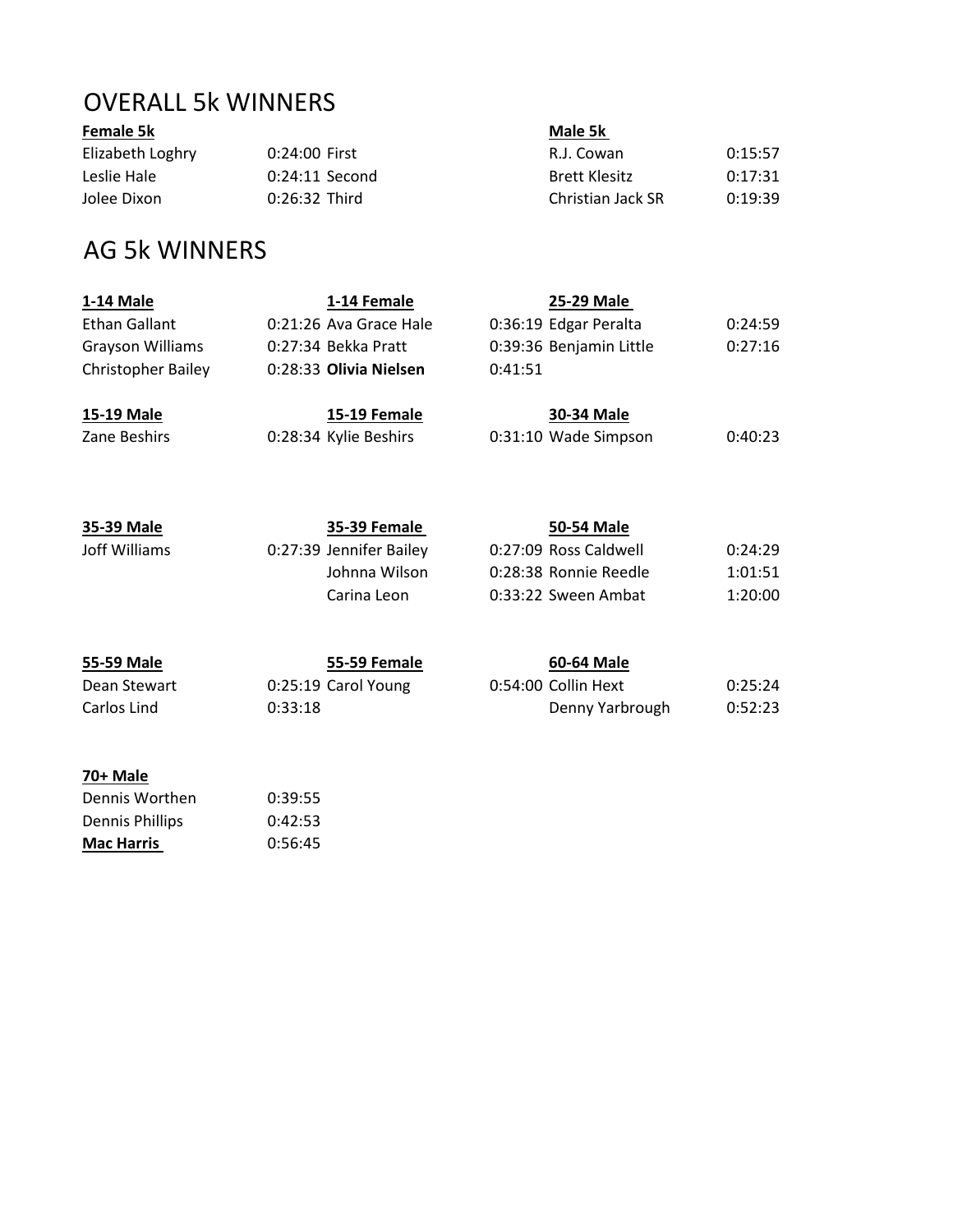## OVERALL 5k WINNERS

| **Female 5k** | | | **Male 5k** | |
|---|---|---|---|---|
| Elizabeth Loghry | 0:24:00 | First | R.J. Cowan | 0:15:57 |
| Leslie Hale | 0:24:11 | Second | Brett Klesitz | 0:17:31 |
| Jolee Dixon | 0:26:32 | Third | Christian Jack SR | 0:19:39 |

## AG 5k WINNERS

| **1-14 Male** | | **1-14 Female** | | **25-29 Male** | |
|---|---|---|---|---|---|
| Ethan Gallant | 0:21:26 | Ava Grace Hale | 0:36:19 | Edgar Peralta | 0:24:59 |
| Grayson Williams | 0:27:34 | Bekka Pratt | 0:39:36 | Benjamin Little | 0:27:16 |
| Christopher Bailey | 0:28:33 | **Olivia Nielsen** | 0:41:51 | | |

| **15-19 Male** | | **15-19 Female** | | **30-34 Male** | |
|---|---|---|---|---|---|
| Zane Beshirs | 0:28:34 | Kylie Beshirs | 0:31:10 | Wade Simpson | 0:40:23 |

| **35-39 Male** | | **35-39 Female** | | **50-54 Male** | |
|---|---|---|---|---|---|
| Joff Williams | 0:27:39 | Jennifer Bailey | 0:27:09 | Ross Caldwell | 0:24:29 |
| | | Johnna Wilson | 0:28:38 | Ronnie Reedle | 1:01:51 |
| | | Carina Leon | 0:33:22 | Sween Ambat | 1:20:00 |

| **55-59 Male** | | **55-59 Female** | | **60-64 Male** | |
|---|---|---|---|---|---|
| Dean Stewart | 0:25:19 | Carol Young | 0:54:00 | Collin Hext | 0:25:24 |
| Carlos Lind | 0:33:18 | | | Denny Yarbrough | 0:52:23 |

| **70+ Male** | |
|---|---|
| Dennis Worthen | 0:39:55 |
| Dennis Phillips | 0:42:53 |
| **Mac Harris** | 0:56:45 |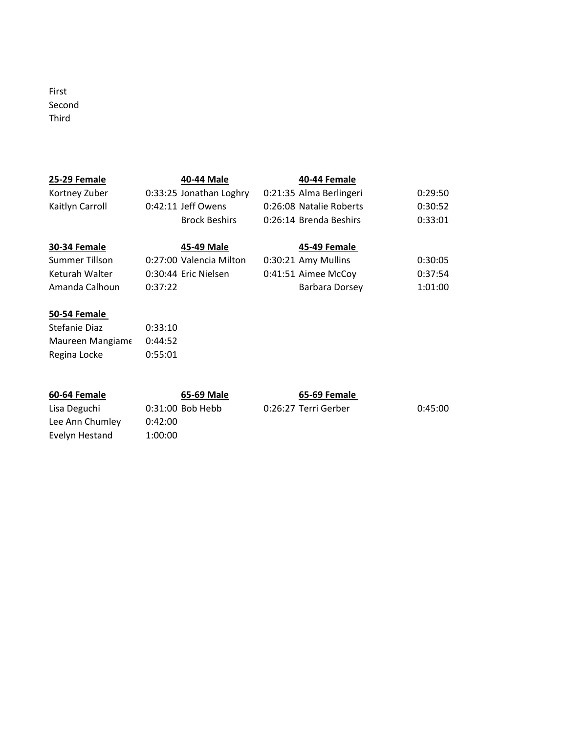First
Second
Third

| 25-29 Female | | 40-44 Male | | 40-44 Female | |
|---|---|---|---|---|---|
| Kortney Zuber | 0:33:25 | Jonathan Loghry | 0:21:35 | Alma Berlingeri | 0:29:50 |
| Kaitlyn Carroll | 0:42:11 | Jeff Owens | 0:26:08 | Natalie Roberts | 0:30:52 |
| | | Brock Beshirs | 0:26:14 | Brenda Beshirs | 0:33:01 |

| 30-34 Female | | 45-49 Male | | 45-49 Female | |
|---|---|---|---|---|---|
| Summer Tillson | 0:27:00 | Valencia Milton | 0:30:21 | Amy Mullins | 0:30:05 |
| Keturah Walter | 0:30:44 | Eric Nielsen | 0:41:51 | Aimee McCoy | 0:37:54 |
| Amanda Calhoun | 0:37:22 | | | Barbara Dorsey | 1:01:00 |

| 50-54 Female | |
|---|---|
| Stefanie Diaz | 0:33:10 |
| Maureen Mangiame | 0:44:52 |
| Regina Locke | 0:55:01 |

| 60-64 Female | | 65-69 Male | | 65-69 Female | |
|---|---|---|---|---|---|
| Lisa Deguchi | 0:31:00 | Bob Hebb | 0:26:27 | Terri Gerber | 0:45:00 |
| Lee Ann Chumley | 0:42:00 | | | | |
| Evelyn Hestand | 1:00:00 | | | | |